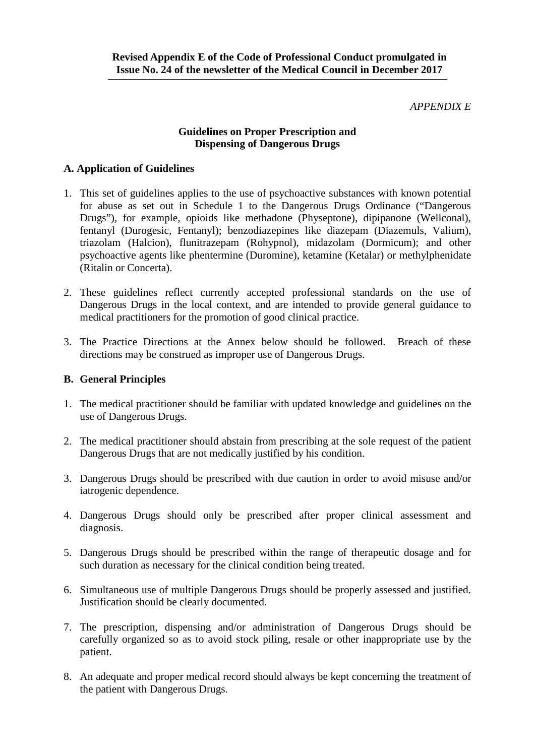**Revised Appendix E of the Code of Professional Conduct promulgated in Issue No. 24 of the newsletter of the Medical Council in December 2017**

*APPENDIX E*

## Guidelines on Proper Prescription and Dispensing of Dangerous Drugs

### A. Application of Guidelines

1. This set of guidelines applies to the use of psychoactive substances with known potential for abuse as set out in Schedule 1 to the Dangerous Drugs Ordinance ("Dangerous Drugs"), for example, opioids like methadone (Physeptone), dipipanone (Wellconal), fentanyl (Durogesic, Fentanyl); benzodiazepines like diazepam (Diazemuls, Valium), triazolam (Halcion), flunitrazepam (Rohypnol), midazolam (Dormicum); and other psychoactive agents like phentermine (Duromine), ketamine (Ketalar) or methylphenidate (Ritalin or Concerta).

2. These guidelines reflect currently accepted professional standards on the use of Dangerous Drugs in the local context, and are intended to provide general guidance to medical practitioners for the promotion of good clinical practice.

3. The Practice Directions at the Annex below should be followed. Breach of these directions may be construed as improper use of Dangerous Drugs.

### B. General Principles

1. The medical practitioner should be familiar with updated knowledge and guidelines on the use of Dangerous Drugs.

2. The medical practitioner should abstain from prescribing at the sole request of the patient Dangerous Drugs that are not medically justified by his condition.

3. Dangerous Drugs should be prescribed with due caution in order to avoid misuse and/or iatrogenic dependence.

4. Dangerous Drugs should only be prescribed after proper clinical assessment and diagnosis.

5. Dangerous Drugs should be prescribed within the range of therapeutic dosage and for such duration as necessary for the clinical condition being treated.

6. Simultaneous use of multiple Dangerous Drugs should be properly assessed and justified. Justification should be clearly documented.

7. The prescription, dispensing and/or administration of Dangerous Drugs should be carefully organized so as to avoid stock piling, resale or other inappropriate use by the patient.

8. An adequate and proper medical record should always be kept concerning the treatment of the patient with Dangerous Drugs.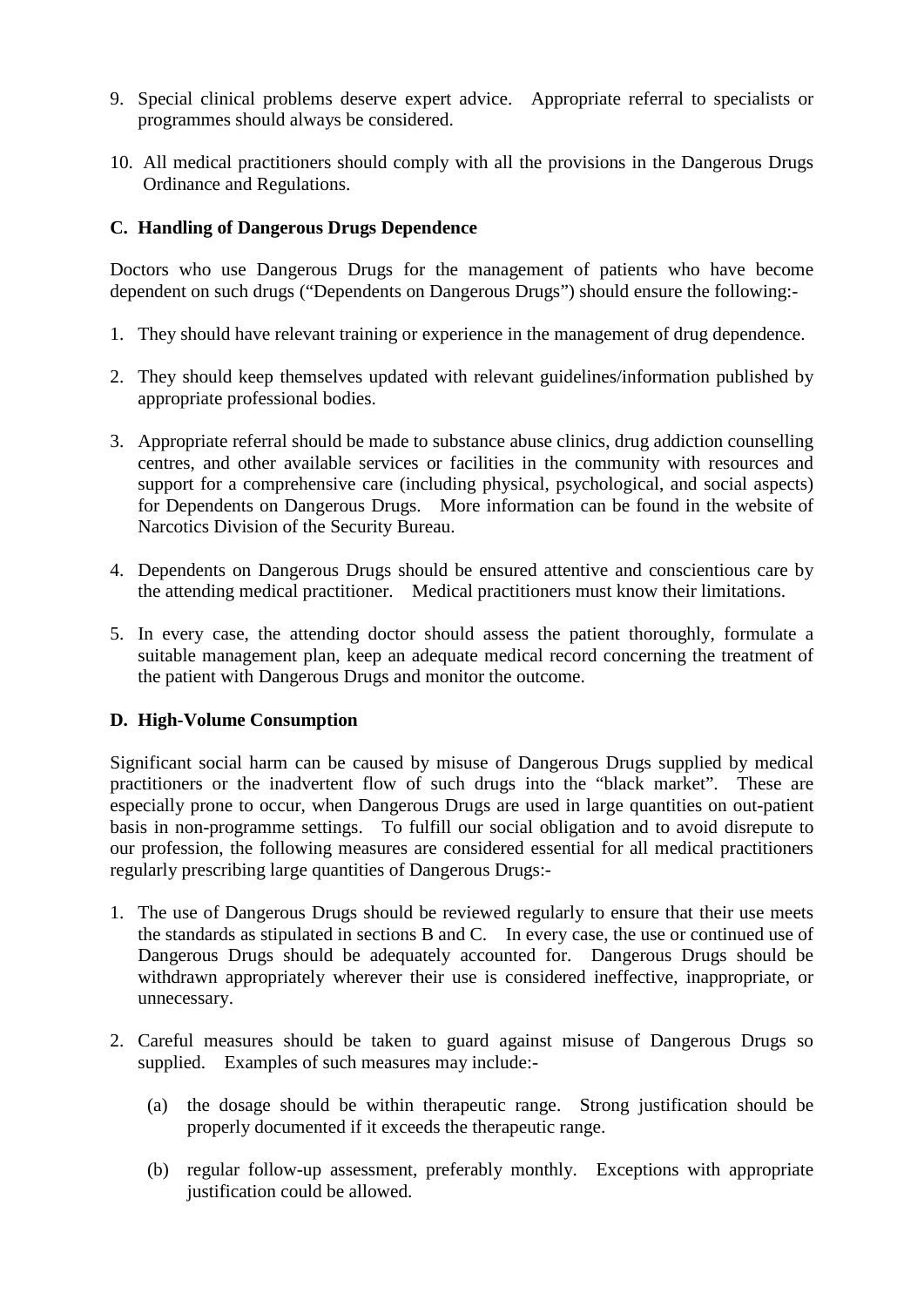9. Special clinical problems deserve expert advice. Appropriate referral to specialists or programmes should always be considered.

10. All medical practitioners should comply with all the provisions in the Dangerous Drugs Ordinance and Regulations.

### C. Handling of Dangerous Drugs Dependence

Doctors who use Dangerous Drugs for the management of patients who have become dependent on such drugs ("Dependents on Dangerous Drugs") should ensure the following:-

1. They should have relevant training or experience in the management of drug dependence.

2. They should keep themselves updated with relevant guidelines/information published by appropriate professional bodies.

3. Appropriate referral should be made to substance abuse clinics, drug addiction counselling centres, and other available services or facilities in the community with resources and support for a comprehensive care (including physical, psychological, and social aspects) for Dependents on Dangerous Drugs. More information can be found in the website of Narcotics Division of the Security Bureau.

4. Dependents on Dangerous Drugs should be ensured attentive and conscientious care by the attending medical practitioner. Medical practitioners must know their limitations.

5. In every case, the attending doctor should assess the patient thoroughly, formulate a suitable management plan, keep an adequate medical record concerning the treatment of the patient with Dangerous Drugs and monitor the outcome.

### D. High-Volume Consumption

Significant social harm can be caused by misuse of Dangerous Drugs supplied by medical practitioners or the inadvertent flow of such drugs into the "black market". These are especially prone to occur, when Dangerous Drugs are used in large quantities on out-patient basis in non-programme settings. To fulfill our social obligation and to avoid disrepute to our profession, the following measures are considered essential for all medical practitioners regularly prescribing large quantities of Dangerous Drugs:-

1. The use of Dangerous Drugs should be reviewed regularly to ensure that their use meets the standards as stipulated in sections B and C. In every case, the use or continued use of Dangerous Drugs should be adequately accounted for. Dangerous Drugs should be withdrawn appropriately wherever their use is considered ineffective, inappropriate, or unnecessary.

2. Careful measures should be taken to guard against misuse of Dangerous Drugs so supplied. Examples of such measures may include:-

   (a) the dosage should be within therapeutic range. Strong justification should be properly documented if it exceeds the therapeutic range.

   (b) regular follow-up assessment, preferably monthly. Exceptions with appropriate justification could be allowed.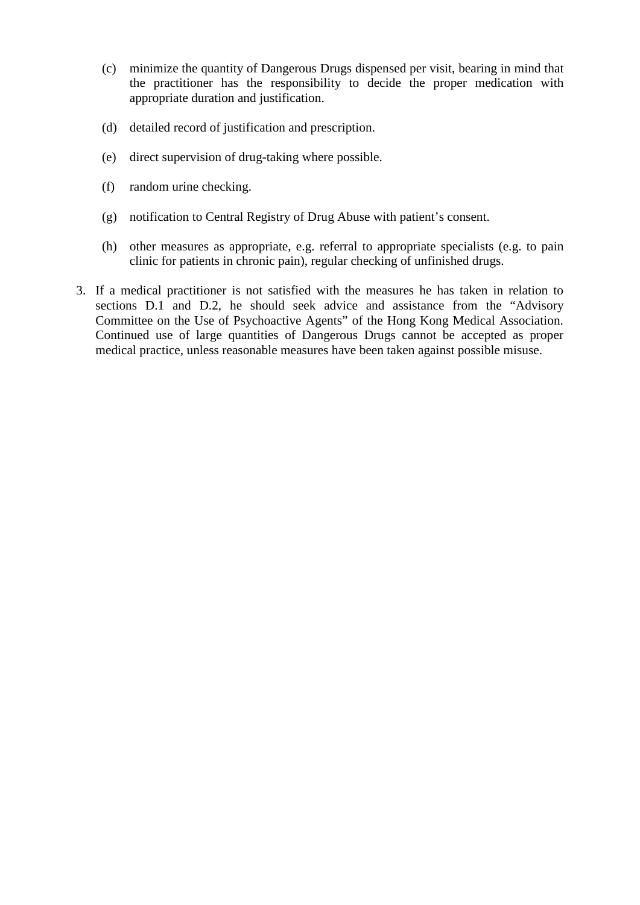(c) minimize the quantity of Dangerous Drugs dispensed per visit, bearing in mind that the practitioner has the responsibility to decide the proper medication with appropriate duration and justification.

(d) detailed record of justification and prescription.

(e) direct supervision of drug-taking where possible.

(f) random urine checking.

(g) notification to Central Registry of Drug Abuse with patient's consent.

(h) other measures as appropriate, e.g. referral to appropriate specialists (e.g. to pain clinic for patients in chronic pain), regular checking of unfinished drugs.

3. If a medical practitioner is not satisfied with the measures he has taken in relation to sections D.1 and D.2, he should seek advice and assistance from the "Advisory Committee on the Use of Psychoactive Agents" of the Hong Kong Medical Association. Continued use of large quantities of Dangerous Drugs cannot be accepted as proper medical practice, unless reasonable measures have been taken against possible misuse.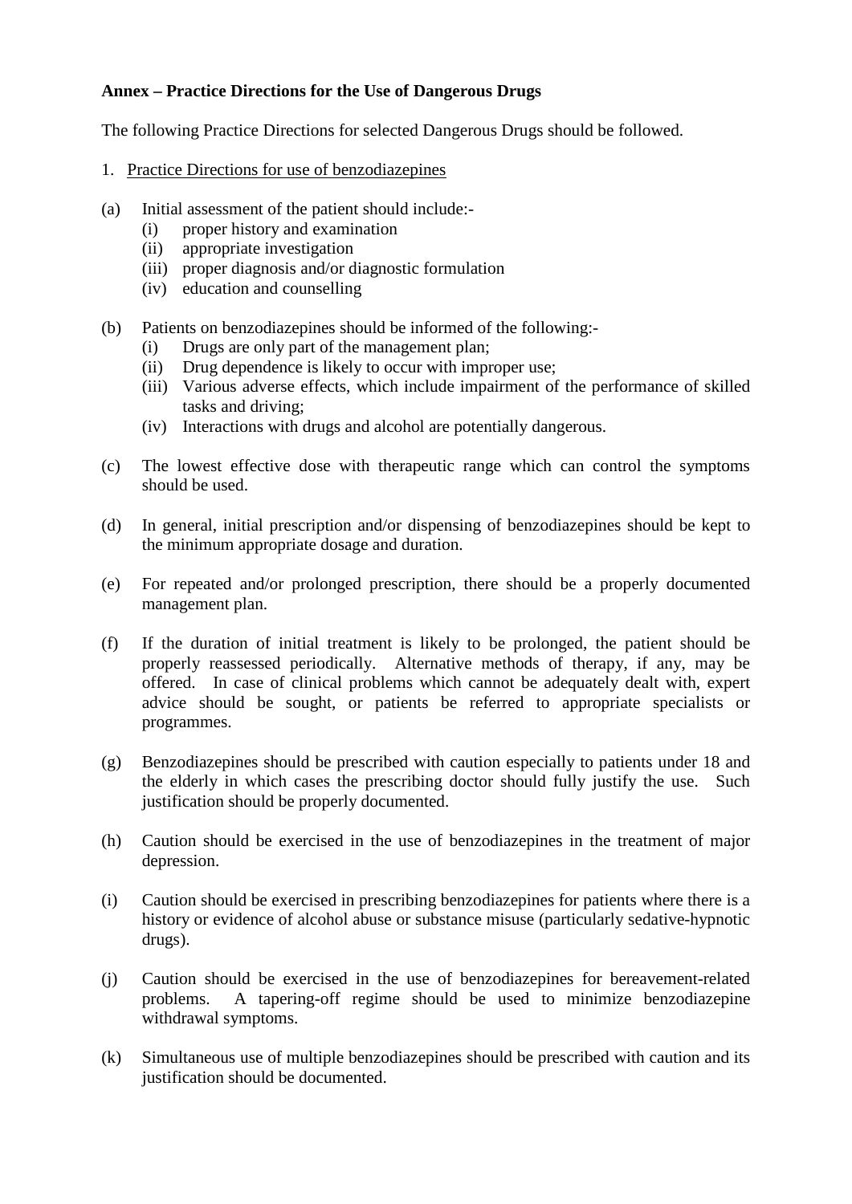**Annex – Practice Directions for the Use of Dangerous Drugs**

The following Practice Directions for selected Dangerous Drugs should be followed.

1. Practice Directions for use of benzodiazepines

(a) Initial assessment of the patient should include:-
   (i) proper history and examination
   (ii) appropriate investigation
   (iii) proper diagnosis and/or diagnostic formulation
   (iv) education and counselling

(b) Patients on benzodiazepines should be informed of the following:-
   (i) Drugs are only part of the management plan;
   (ii) Drug dependence is likely to occur with improper use;
   (iii) Various adverse effects, which include impairment of the performance of skilled tasks and driving;
   (iv) Interactions with drugs and alcohol are potentially dangerous.

(c) The lowest effective dose with therapeutic range which can control the symptoms should be used.

(d) In general, initial prescription and/or dispensing of benzodiazepines should be kept to the minimum appropriate dosage and duration.

(e) For repeated and/or prolonged prescription, there should be a properly documented management plan.

(f) If the duration of initial treatment is likely to be prolonged, the patient should be properly reassessed periodically. Alternative methods of therapy, if any, may be offered. In case of clinical problems which cannot be adequately dealt with, expert advice should be sought, or patients be referred to appropriate specialists or programmes.

(g) Benzodiazepines should be prescribed with caution especially to patients under 18 and the elderly in which cases the prescribing doctor should fully justify the use. Such justification should be properly documented.

(h) Caution should be exercised in the use of benzodiazepines in the treatment of major depression.

(i) Caution should be exercised in prescribing benzodiazepines for patients where there is a history or evidence of alcohol abuse or substance misuse (particularly sedative-hypnotic drugs).

(j) Caution should be exercised in the use of benzodiazepines for bereavement-related problems. A tapering-off regime should be used to minimize benzodiazepine withdrawal symptoms.

(k) Simultaneous use of multiple benzodiazepines should be prescribed with caution and its justification should be documented.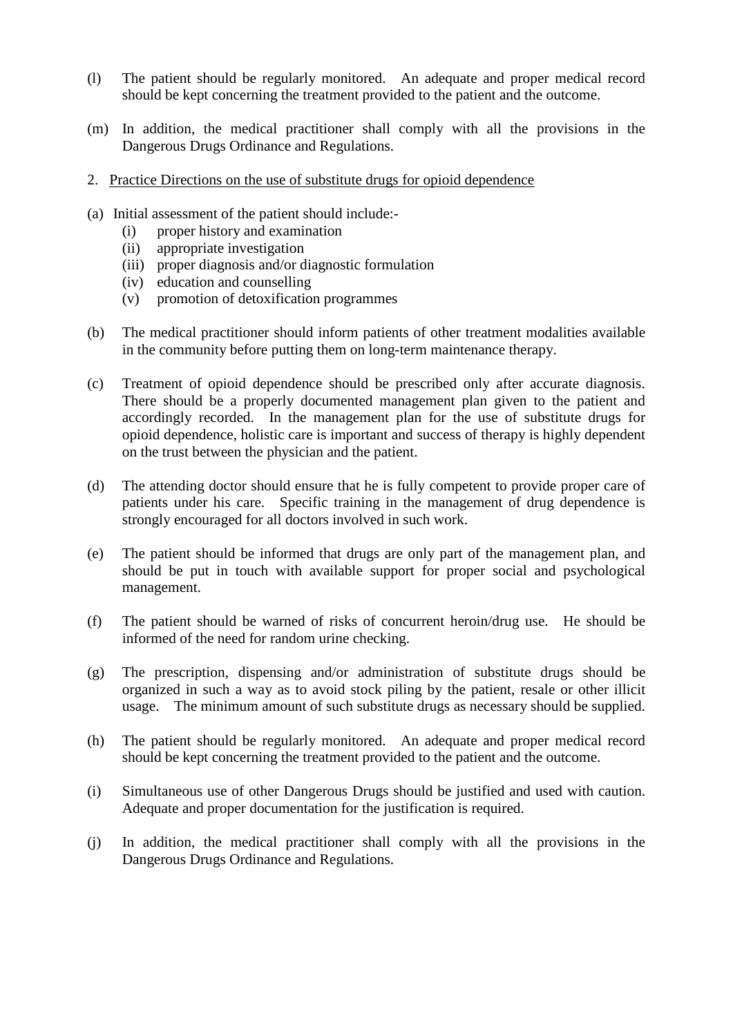(l) The patient should be regularly monitored. An adequate and proper medical record should be kept concerning the treatment provided to the patient and the outcome.

(m) In addition, the medical practitioner shall comply with all the provisions in the Dangerous Drugs Ordinance and Regulations.

2. <u>Practice Directions on the use of substitute drugs for opioid dependence</u>

(a) Initial assessment of the patient should include:-

   (i) proper history and examination
   (ii) appropriate investigation
   (iii) proper diagnosis and/or diagnostic formulation
   (iv) education and counselling
   (v) promotion of detoxification programmes

(b) The medical practitioner should inform patients of other treatment modalities available in the community before putting them on long-term maintenance therapy.

(c) Treatment of opioid dependence should be prescribed only after accurate diagnosis. There should be a properly documented management plan given to the patient and accordingly recorded. In the management plan for the use of substitute drugs for opioid dependence, holistic care is important and success of therapy is highly dependent on the trust between the physician and the patient.

(d) The attending doctor should ensure that he is fully competent to provide proper care of patients under his care. Specific training in the management of drug dependence is strongly encouraged for all doctors involved in such work.

(e) The patient should be informed that drugs are only part of the management plan, and should be put in touch with available support for proper social and psychological management.

(f) The patient should be warned of risks of concurrent heroin/drug use. He should be informed of the need for random urine checking.

(g) The prescription, dispensing and/or administration of substitute drugs should be organized in such a way as to avoid stock piling by the patient, resale or other illicit usage. The minimum amount of such substitute drugs as necessary should be supplied.

(h) The patient should be regularly monitored. An adequate and proper medical record should be kept concerning the treatment provided to the patient and the outcome.

(i) Simultaneous use of other Dangerous Drugs should be justified and used with caution. Adequate and proper documentation for the justification is required.

(j) In addition, the medical practitioner shall comply with all the provisions in the Dangerous Drugs Ordinance and Regulations.